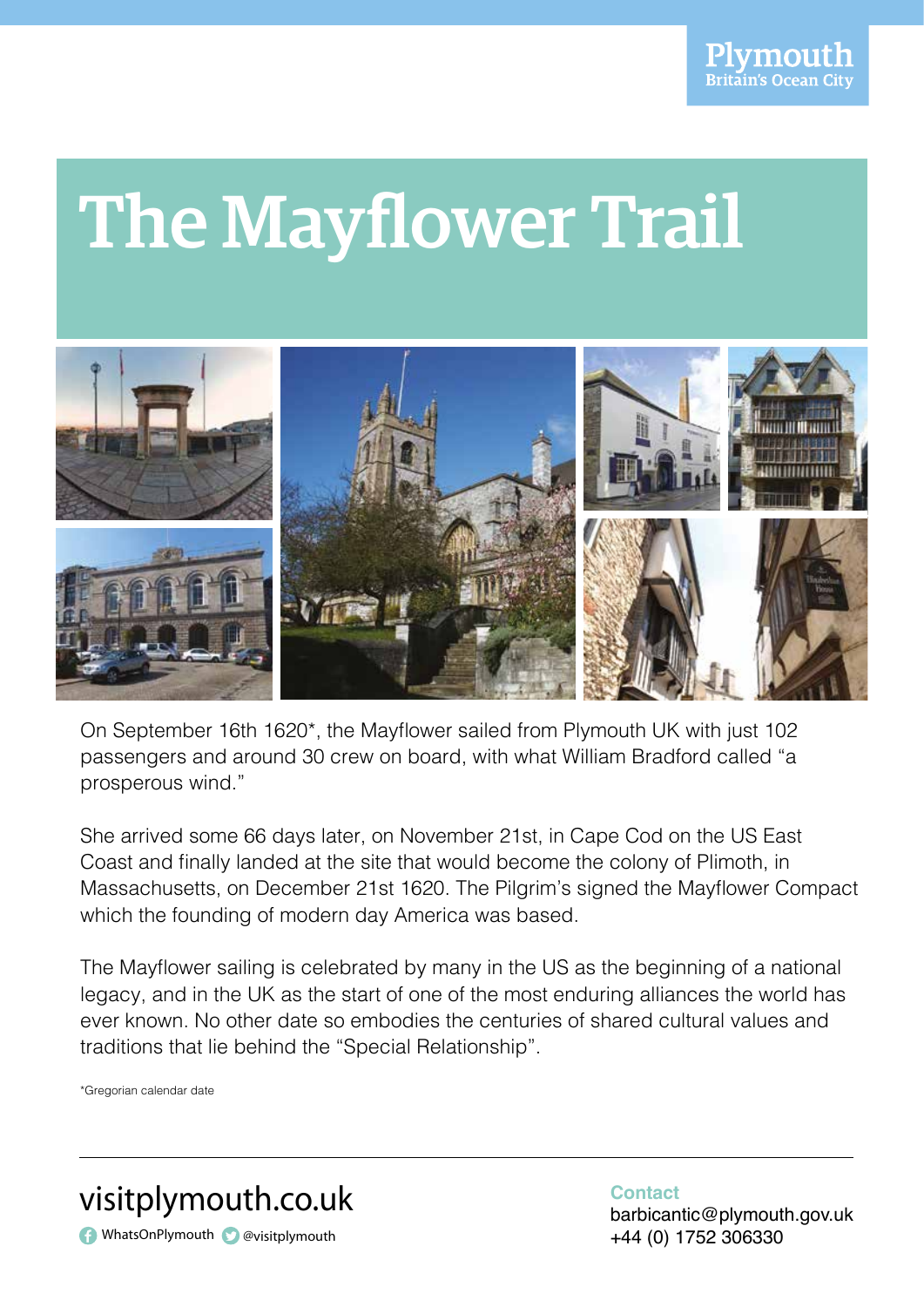Plymouth
Britain's Ocean City

# The Mayflower Trail

On September 16th 1620*, the Mayflower sailed from Plymouth UK with just 102 passengers and around 30 crew on board, with what William Bradford called "a prosperous wind."

She arrived some 66 days later, on November 21st, in Cape Cod on the US East Coast and finally landed at the site that would become the colony of Plimoth, in Massachusetts, on December 21st 1620. The Pilgrim's signed the Mayflower Compact which the founding of modern day America was based.

The Mayflower sailing is celebrated by many in the US as the beginning of a national legacy, and in the UK as the start of one of the most enduring alliances the world has ever known. No other date so embodies the centuries of shared cultural values and traditions that lie behind the "Special Relationship".

*Gregorian calendar date

---

visitplymouth.co.uk

WhatsOnPlymouth @visitplymouth

**Contact**
barbicantic@plymouth.gov.uk
+44 (0) 1752 306330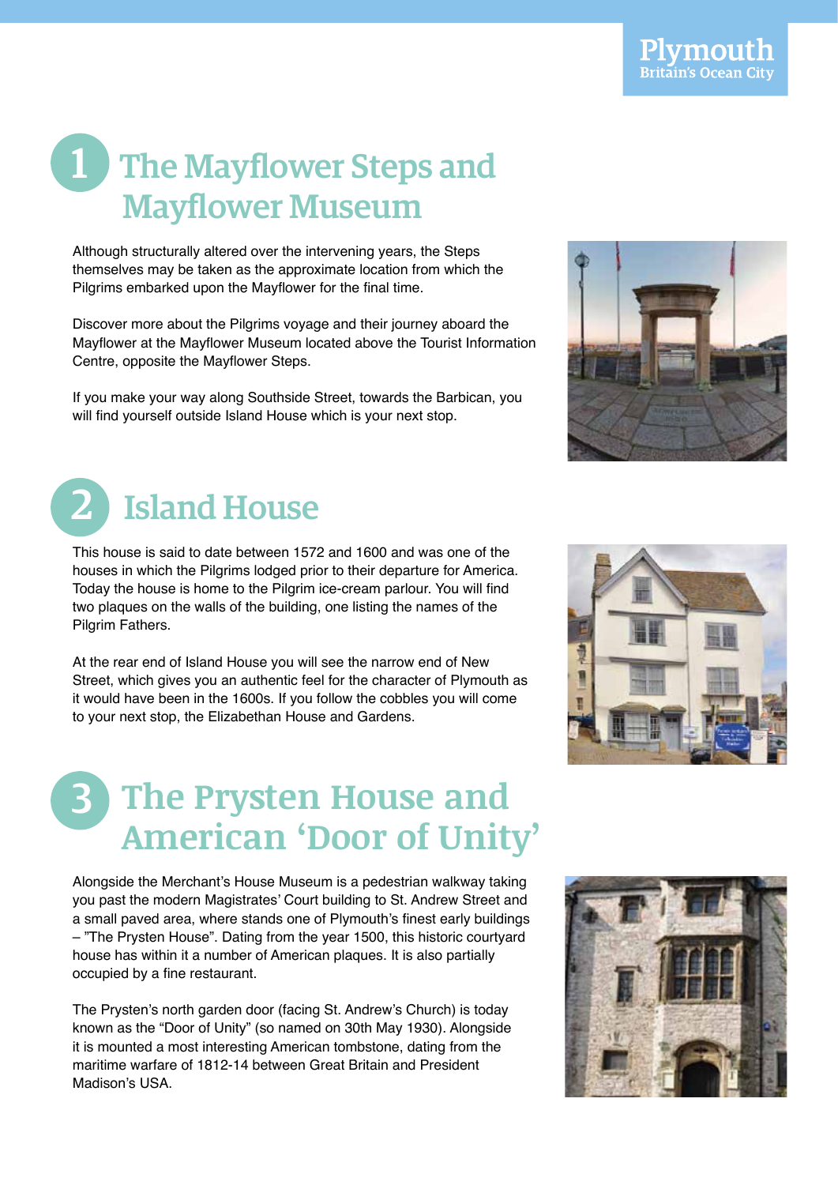## 1 The Mayflower Steps and Mayflower Museum

Although structurally altered over the intervening years, the Steps themselves may be taken as the approximate location from which the Pilgrims embarked upon the Mayflower for the final time.

Discover more about the Pilgrims voyage and their journey aboard the Mayflower at the Mayflower Museum located above the Tourist Information Centre, opposite the Mayflower Steps.

If you make your way along Southside Street, towards the Barbican, you will find yourself outside Island House which is your next stop.

## 2 Island House

This house is said to date between 1572 and 1600 and was one of the houses in which the Pilgrims lodged prior to their departure for America. Today the house is home to the Pilgrim ice-cream parlour. You will find two plaques on the walls of the building, one listing the names of the Pilgrim Fathers.

At the rear end of Island House you will see the narrow end of New Street, which gives you an authentic feel for the character of Plymouth as it would have been in the 1600s. If you follow the cobbles you will come to your next stop, the Elizabethan House and Gardens.

## 3 The Prysten House and American 'Door of Unity'

Alongside the Merchant's House Museum is a pedestrian walkway taking you past the modern Magistrates' Court building to St. Andrew Street and a small paved area, where stands one of Plymouth's finest early buildings – "The Prysten House". Dating from the year 1500, this historic courtyard house has within it a number of American plaques. It is also partially occupied by a fine restaurant.

The Prysten's north garden door (facing St. Andrew's Church) is today known as the "Door of Unity" (so named on 30th May 1930). Alongside it is mounted a most interesting American tombstone, dating from the maritime warfare of 1812-14 between Great Britain and President Madison's USA.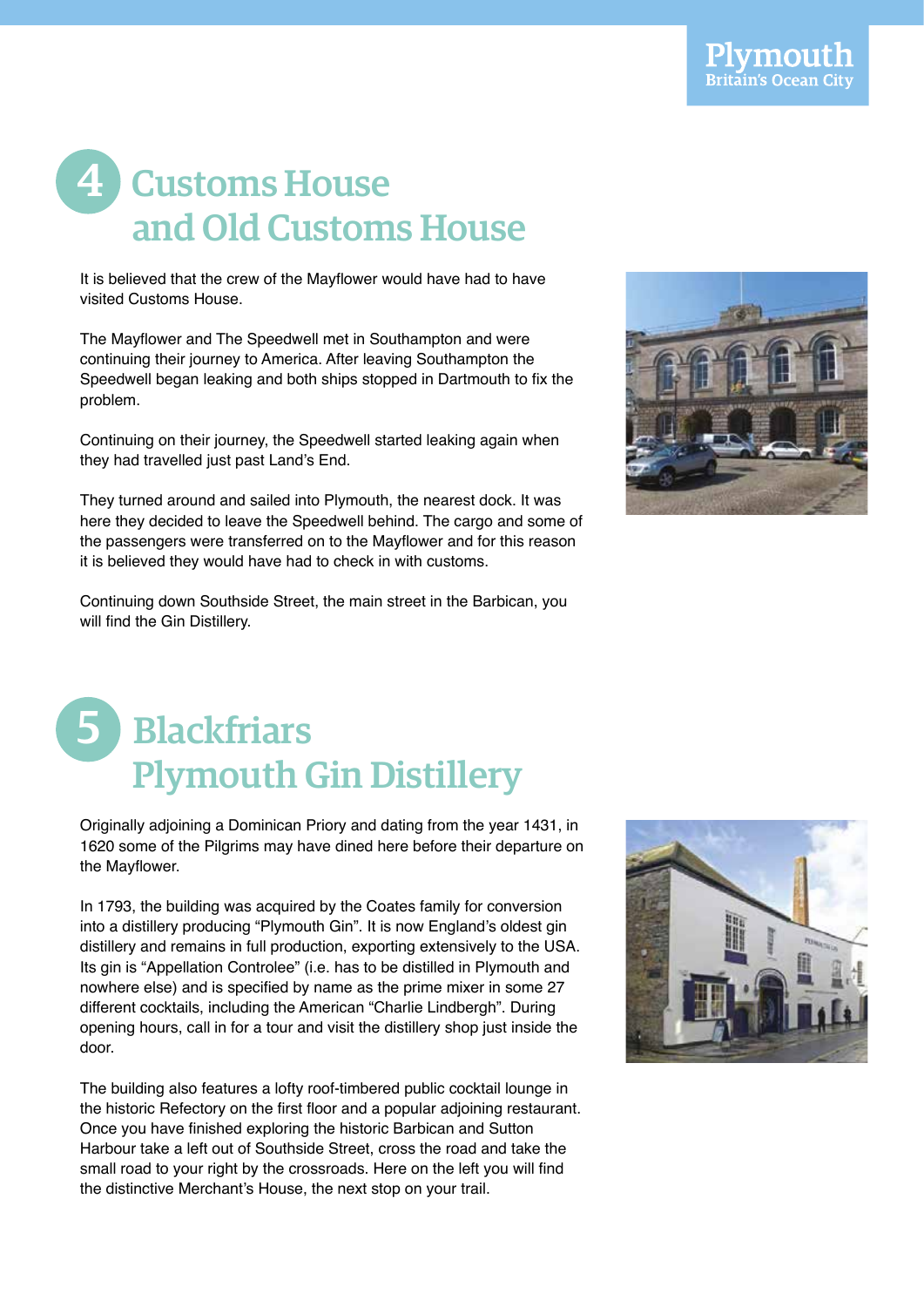## 4 Customs House and Old Customs House

It is believed that the crew of the Mayflower would have had to have visited Customs House.

The Mayflower and The Speedwell met in Southampton and were continuing their journey to America. After leaving Southampton the Speedwell began leaking and both ships stopped in Dartmouth to fix the problem.

Continuing on their journey, the Speedwell started leaking again when they had travelled just past Land's End.

They turned around and sailed into Plymouth, the nearest dock. It was here they decided to leave the Speedwell behind. The cargo and some of the passengers were transferred on to the Mayflower and for this reason it is believed they would have had to check in with customs.

Continuing down Southside Street, the main street in the Barbican, you will find the Gin Distillery.

## 5 Blackfriars Plymouth Gin Distillery

Originally adjoining a Dominican Priory and dating from the year 1431, in 1620 some of the Pilgrims may have dined here before their departure on the Mayflower.

In 1793, the building was acquired by the Coates family for conversion into a distillery producing "Plymouth Gin". It is now England's oldest gin distillery and remains in full production, exporting extensively to the USA. Its gin is "Appellation Controlee" (i.e. has to be distilled in Plymouth and nowhere else) and is specified by name as the prime mixer in some 27 different cocktails, including the American "Charlie Lindbergh". During opening hours, call in for a tour and visit the distillery shop just inside the door.

The building also features a lofty roof-timbered public cocktail lounge in the historic Refectory on the first floor and a popular adjoining restaurant. Once you have finished exploring the historic Barbican and Sutton Harbour take a left out of Southside Street, cross the road and take the small road to your right by the crossroads. Here on the left you will find the distinctive Merchant's House, the next stop on your trail.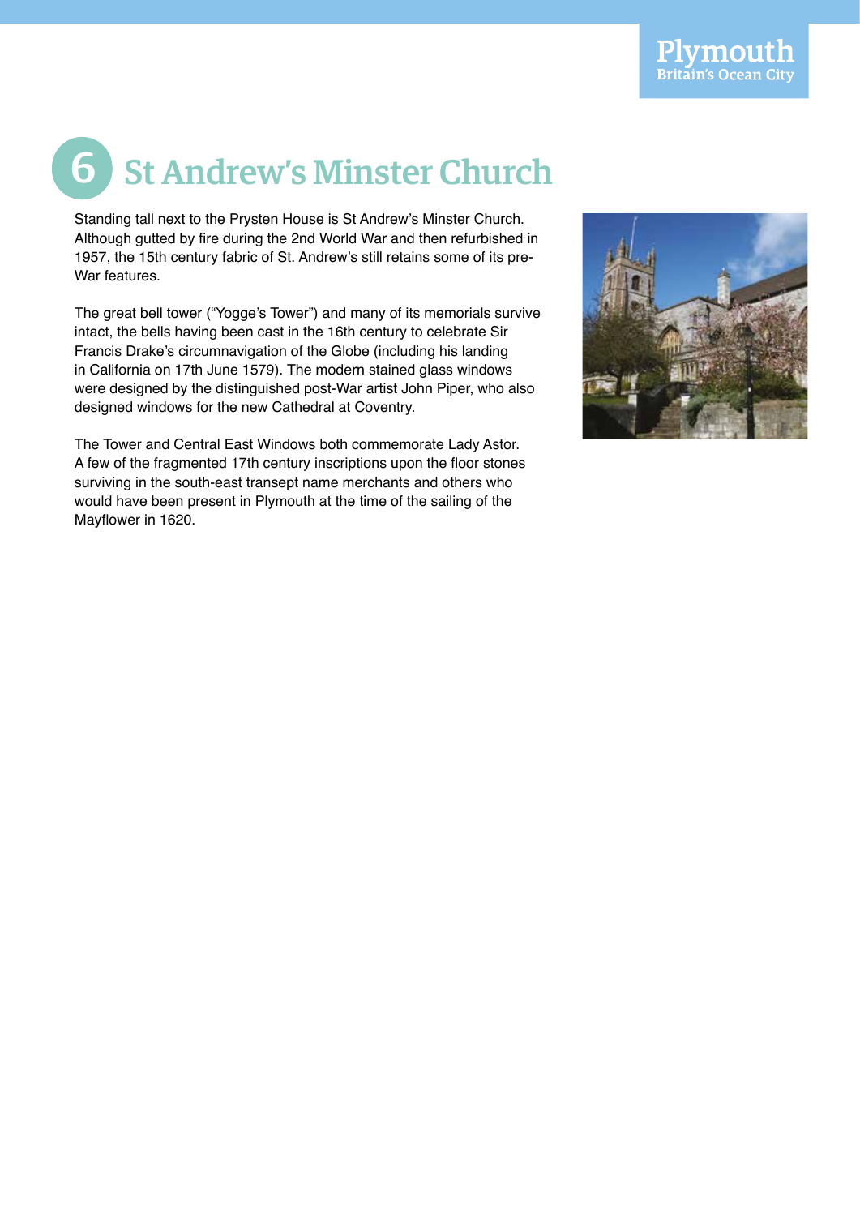# 6 St Andrew's Minster Church

Standing tall next to the Prysten House is St Andrew's Minster Church. Although gutted by fire during the 2nd World War and then refurbished in 1957, the 15th century fabric of St. Andrew's still retains some of its pre-War features.

The great bell tower ("Yogge's Tower") and many of its memorials survive intact, the bells having been cast in the 16th century to celebrate Sir Francis Drake's circumnavigation of the Globe (including his landing in California on 17th June 1579). The modern stained glass windows were designed by the distinguished post-War artist John Piper, who also designed windows for the new Cathedral at Coventry.

The Tower and Central East Windows both commemorate Lady Astor. A few of the fragmented 17th century inscriptions upon the floor stones surviving in the south-east transept name merchants and others who would have been present in Plymouth at the time of the sailing of the Mayflower in 1620.